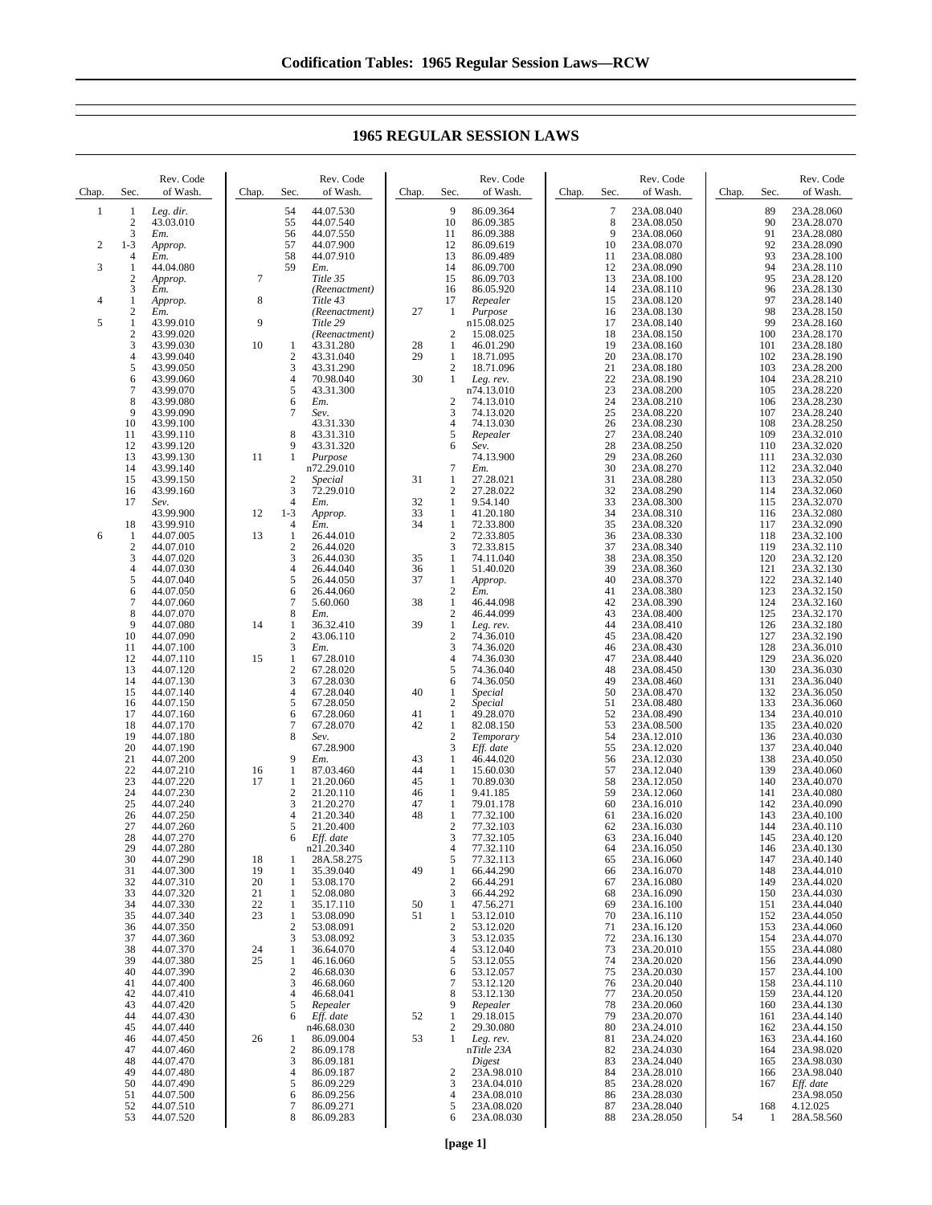# 1965 REGULAR SESSION LAWS

| Chap. | Sec. | Rev. Code of Wash. |
|---|---|---|
| 1 | 1 | *Leg. dir.* |
| | 2 | 43.03.010 |
| | 3 | *Em.* |
| 2 | 1-3 | *Approp.* |
| | 4 | *Em.* |
| 3 | 1 | 44.04.080 |
| | 2 | *Approp.* |
| | 3 | *Em.* |
| 4 | 1 | *Approp.* |
| | 2 | *Em.* |
| 5 | 1 | 43.99.010 |
| | 2 | 43.99.020 |
| | 3 | 43.99.030 |
| | 4 | 43.99.040 |
| | 5 | 43.99.050 |
| | 6 | 43.99.060 |
| | 7 | 43.99.070 |
| | 8 | 43.99.080 |
| | 9 | 43.99.090 |
| | 10 | 43.99.100 |
| | 11 | 43.99.110 |
| | 12 | 43.99.120 |
| | 13 | 43.99.130 |
| | 14 | 43.99.140 |
| | 15 | 43.99.150 |
| | 16 | 43.99.160 |
| | 17 | *Sev.* 43.99.900 |
| | 18 | 43.99.910 |
| 6 | 1 | 44.07.005 |
| | 2 | 44.07.010 |
| | 3 | 44.07.020 |
| | 4 | 44.07.030 |
| | 5 | 44.07.040 |
| | 6 | 44.07.050 |
| | 7 | 44.07.060 |
| | 8 | 44.07.070 |
| | 9 | 44.07.080 |
| | 10 | 44.07.090 |
| | 11 | 44.07.100 |
| | 12 | 44.07.110 |
| | 13 | 44.07.120 |
| | 14 | 44.07.130 |
| | 15 | 44.07.140 |
| | 16 | 44.07.150 |
| | 17 | 44.07.160 |
| | 18 | 44.07.170 |
| | 19 | 44.07.180 |
| | 20 | 44.07.190 |
| | 21 | 44.07.200 |
| | 22 | 44.07.210 |
| | 23 | 44.07.220 |
| | 24 | 44.07.230 |
| | 25 | 44.07.240 |
| | 26 | 44.07.250 |
| | 27 | 44.07.260 |
| | 28 | 44.07.270 |
| | 29 | 44.07.280 |
| | 30 | 44.07.290 |
| | 31 | 44.07.300 |
| | 32 | 44.07.310 |
| | 33 | 44.07.320 |
| | 34 | 44.07.330 |
| | 35 | 44.07.340 |
| | 36 | 44.07.350 |
| | 37 | 44.07.360 |
| | 38 | 44.07.370 |
| | 39 | 44.07.380 |
| | 40 | 44.07.390 |
| | 41 | 44.07.400 |
| | 42 | 44.07.410 |
| | 43 | 44.07.420 |
| | 44 | 44.07.430 |
| | 45 | 44.07.440 |
| | 46 | 44.07.450 |
| | 47 | 44.07.460 |
| | 48 | 44.07.470 |
| | 49 | 44.07.480 |
| | 50 | 44.07.490 |
| | 51 | 44.07.500 |
| | 52 | 44.07.510 |
| | 53 | 44.07.520 |
| | 54 | 44.07.530 |
| | 55 | 44.07.540 |
| | 56 | 44.07.550 |
| | 57 | 44.07.900 |
| | 58 | 44.07.910 |
| | 59 | *Em.* |
| 7 | | *Title 35 (Reenactment)* |
| 8 | | *Title 43 (Reenactment)* |
| 9 | | *Title 29 (Reenactment)* |
| 10 | 1 | 43.31.280 |
| | 2 | 43.31.040 |
| | 3 | 43.31.290 |
| | 4 | 70.98.040 |
| | 5 | 43.31.300 |
| | 6 | *Em.* |
| | 7 | *Sev.* 43.31.330 |
| | 8 | 43.31.310 |
| | 9 | 43.31.320 |
| 11 | 1 | *Purpose* n72.29.010 |
| | 2 | *Special* |
| | 3 | 72.29.010 |
| | 4 | *Em.* |
| 12 | 1-3 | *Approp.* |
| | 4 | *Em.* |
| 13 | 1 | 26.44.010 |
| | 2 | 26.44.020 |
| | 3 | 26.44.030 |
| | 4 | 26.44.040 |
| | 5 | 26.44.050 |
| | 6 | 26.44.060 |
| | 7 | 5.60.060 |
| | 8 | *Em.* |
| 14 | 1 | 36.32.410 |
| | 2 | 43.06.110 |
| | 3 | *Em.* |
| 15 | 1 | 67.28.010 |
| | 2 | 67.28.020 |
| | 3 | 67.28.030 |
| | 4 | 67.28.040 |
| | 5 | 67.28.050 |
| | 6 | 67.28.060 |
| | 7 | 67.28.070 |
| | 8 | *Sev.* 67.28.900 |
| | 9 | *Em.* |
| 16 | 1 | 87.03.460 |
| 17 | 1 | 21.20.060 |
| | 2 | 21.20.110 |
| | 3 | 21.20.270 |
| | 4 | 21.20.340 |
| | 5 | 21.20.400 |
| | 6 | *Eff. date* n21.20.340 |
| 18 | 1 | 28A.58.275 |
| 19 | 1 | 35.39.040 |
| 20 | 1 | 53.08.170 |
| 21 | 1 | 52.08.080 |
| 22 | 1 | 35.17.110 |
| 23 | 1 | 53.08.090 |
| | 2 | 53.08.091 |
| | 3 | 53.08.092 |
| 24 | 1 | 36.64.070 |
| 25 | 1 | 46.16.060 |
| | 2 | 46.68.030 |
| | 3 | 46.68.060 |
| | 4 | 46.68.041 |
| | 5 | *Repealer* |
| | 6 | *Eff. date* n46.68.030 |
| 26 | 1 | 86.09.004 |
| | 2 | 86.09.178 |
| | 3 | 86.09.181 |
| | 4 | 86.09.187 |
| | 5 | 86.09.229 |
| | 6 | 86.09.256 |
| | 7 | 86.09.271 |
| | 8 | 86.09.283 |
| | 9 | 86.09.364 |
| | 10 | 86.09.385 |
| | 11 | 86.09.388 |
| | 12 | 86.09.619 |
| | 13 | 86.09.489 |
| | 14 | 86.09.700 |
| | 15 | 86.09.703 |
| | 16 | 86.05.920 |
| | 17 | *Repealer* |
| 27 | 1 | *Purpose* n15.08.025 |
| | 2 | 15.08.025 |
| 28 | 1 | 46.01.290 |
| 29 | 1 | 18.71.095 |
| | 2 | 18.71.096 |
| 30 | 1 | *Leg. rev.* n74.13.010 |
| | 2 | 74.13.010 |
| | 3 | 74.13.020 |
| | 4 | 74.13.030 |
| | 5 | *Repealer* |
| | 6 | *Sev.* 74.13.900 |
| | 7 | *Em.* |
| 31 | 1 | 27.28.021 |
| | 2 | 27.28.022 |
| 32 | 1 | 9.54.140 |
| 33 | 1 | 41.20.180 |
| 34 | 1 | 72.33.800 |
| | 2 | 72.33.805 |
| | 3 | 72.33.815 |
| 35 | 1 | 74.11.040 |
| 36 | 1 | 51.40.020 |
| 37 | 1 | *Approp.* |
| | 2 | *Em.* |
| 38 | 1 | 46.44.098 |
| | 2 | 46.44.099 |
| 39 | 1 | *Leg. rev.* |
| | 2 | 74.36.010 |
| | 3 | 74.36.020 |
| | 4 | 74.36.030 |
| | 5 | 74.36.040 |
| | 6 | 74.36.050 |
| 40 | 1 | *Special* |
| | 2 | *Special* |
| 41 | 1 | 49.28.070 |
| 42 | 1 | 82.08.150 |
| | 2 | *Temporary* |
| | 3 | *Eff. date* |
| 43 | 1 | 46.44.020 |
| 44 | 1 | 15.60.030 |
| 45 | 1 | 70.89.030 |
| 46 | 1 | 9.41.185 |
| 47 | 1 | 79.01.178 |
| 48 | 1 | 77.32.100 |
| | 2 | 77.32.103 |
| | 3 | 77.32.105 |
| | 4 | 77.32.110 |
| | 5 | 77.32.113 |
| 49 | 1 | 66.44.290 |
| | 2 | 66.44.291 |
| | 3 | 66.44.292 |
| 50 | 1 | 47.56.271 |
| 51 | 1 | 53.12.010 |
| | 2 | 53.12.020 |
| | 3 | 53.12.035 |
| | 4 | 53.12.040 |
| | 5 | 53.12.055 |
| | 6 | 53.12.057 |
| | 7 | 53.12.120 |
| | 8 | 53.12.130 |
| | 9 | *Repealer* |
| 52 | 1 | 29.18.015 |
| | 2 | 29.30.080 |
| 53 | 1 | *Leg. rev.* n*Title 23A Digest* |
| | 2 | 23A.98.010 |
| | 3 | 23A.04.010 |
| | 4 | 23A.08.010 |
| | 5 | 23A.08.020 |
| | 6 | 23A.08.030 |
| | 7 | 23A.08.040 |
| | 8 | 23A.08.050 |
| | 9 | 23A.08.060 |
| | 10 | 23A.08.070 |
| | 11 | 23A.08.080 |
| | 12 | 23A.08.090 |
| | 13 | 23A.08.100 |
| | 14 | 23A.08.110 |
| | 15 | 23A.08.120 |
| | 16 | 23A.08.130 |
| | 17 | 23A.08.140 |
| | 18 | 23A.08.150 |
| | 19 | 23A.08.160 |
| | 20 | 23A.08.170 |
| | 21 | 23A.08.180 |
| | 22 | 23A.08.190 |
| | 23 | 23A.08.200 |
| | 24 | 23A.08.210 |
| | 25 | 23A.08.220 |
| | 26 | 23A.08.230 |
| | 27 | 23A.08.240 |
| | 28 | 23A.08.250 |
| | 29 | 23A.08.260 |
| | 30 | 23A.08.270 |
| | 31 | 23A.08.280 |
| | 32 | 23A.08.290 |
| | 33 | 23A.08.300 |
| | 34 | 23A.08.310 |
| | 35 | 23A.08.320 |
| | 36 | 23A.08.330 |
| | 37 | 23A.08.340 |
| | 38 | 23A.08.350 |
| | 39 | 23A.08.360 |
| | 40 | 23A.08.370 |
| | 41 | 23A.08.380 |
| | 42 | 23A.08.390 |
| | 43 | 23A.08.400 |
| | 44 | 23A.08.410 |
| | 45 | 23A.08.420 |
| | 46 | 23A.08.430 |
| | 47 | 23A.08.440 |
| | 48 | 23A.08.450 |
| | 49 | 23A.08.460 |
| | 50 | 23A.08.470 |
| | 51 | 23A.08.480 |
| | 52 | 23A.08.490 |
| | 53 | 23A.08.500 |
| | 54 | 23A.12.010 |
| | 55 | 23A.12.020 |
| | 56 | 23A.12.030 |
| | 57 | 23A.12.040 |
| | 58 | 23A.12.050 |
| | 59 | 23A.12.060 |
| | 60 | 23A.16.010 |
| | 61 | 23A.16.020 |
| | 62 | 23A.16.030 |
| | 63 | 23A.16.040 |
| | 64 | 23A.16.050 |
| | 65 | 23A.16.060 |
| | 66 | 23A.16.070 |
| | 67 | 23A.16.080 |
| | 68 | 23A.16.090 |
| | 69 | 23A.16.100 |
| | 70 | 23A.16.110 |
| | 71 | 23A.16.120 |
| | 72 | 23A.16.130 |
| | 73 | 23A.20.010 |
| | 74 | 23A.20.020 |
| | 75 | 23A.20.030 |
| | 76 | 23A.20.040 |
| | 77 | 23A.20.050 |
| | 78 | 23A.20.060 |
| | 79 | 23A.20.070 |
| | 80 | 23A.24.010 |
| | 81 | 23A.24.020 |
| | 82 | 23A.24.030 |
| | 83 | 23A.24.040 |
| | 84 | 23A.28.010 |
| | 85 | 23A.28.020 |
| | 86 | 23A.28.030 |
| | 87 | 23A.28.040 |
| | 88 | 23A.28.050 |
| | 89 | 23A.28.060 |
| | 90 | 23A.28.070 |
| | 91 | 23A.28.080 |
| | 92 | 23A.28.090 |
| | 93 | 23A.28.100 |
| | 94 | 23A.28.110 |
| | 95 | 23A.28.120 |
| | 96 | 23A.28.130 |
| | 97 | 23A.28.140 |
| | 98 | 23A.28.150 |
| | 99 | 23A.28.160 |
| | 100 | 23A.28.170 |
| | 101 | 23A.28.180 |
| | 102 | 23A.28.190 |
| | 103 | 23A.28.200 |
| | 104 | 23A.28.210 |
| | 105 | 23A.28.220 |
| | 106 | 23A.28.230 |
| | 107 | 23A.28.240 |
| | 108 | 23A.28.250 |
| | 109 | 23A.32.010 |
| | 110 | 23A.32.020 |
| | 111 | 23A.32.030 |
| | 112 | 23A.32.040 |
| | 113 | 23A.32.050 |
| | 114 | 23A.32.060 |
| | 115 | 23A.32.070 |
| | 116 | 23A.32.080 |
| | 117 | 23A.32.090 |
| | 118 | 23A.32.100 |
| | 119 | 23A.32.110 |
| | 120 | 23A.32.120 |
| | 121 | 23A.32.130 |
| | 122 | 23A.32.140 |
| | 123 | 23A.32.150 |
| | 124 | 23A.32.160 |
| | 125 | 23A.32.170 |
| | 126 | 23A.32.180 |
| | 127 | 23A.32.190 |
| | 128 | 23A.36.010 |
| | 129 | 23A.36.020 |
| | 130 | 23A.36.030 |
| | 131 | 23A.36.040 |
| | 132 | 23A.36.050 |
| | 133 | 23A.36.060 |
| | 134 | 23A.40.010 |
| | 135 | 23A.40.020 |
| | 136 | 23A.40.030 |
| | 137 | 23A.40.040 |
| | 138 | 23A.40.050 |
| | 139 | 23A.40.060 |
| | 140 | 23A.40.070 |
| | 141 | 23A.40.080 |
| | 142 | 23A.40.090 |
| | 143 | 23A.40.100 |
| | 144 | 23A.40.110 |
| | 145 | 23A.40.120 |
| | 146 | 23A.40.130 |
| | 147 | 23A.40.140 |
| | 148 | 23A.44.010 |
| | 149 | 23A.44.020 |
| | 150 | 23A.44.030 |
| | 151 | 23A.44.040 |
| | 152 | 23A.44.050 |
| | 153 | 23A.44.060 |
| | 154 | 23A.44.070 |
| | 155 | 23A.44.080 |
| | 156 | 23A.44.090 |
| | 157 | 23A.44.100 |
| | 158 | 23A.44.110 |
| | 159 | 23A.44.120 |
| | 160 | 23A.44.130 |
| | 161 | 23A.44.140 |
| | 162 | 23A.44.150 |
| | 163 | 23A.44.160 |
| | 164 | 23A.98.020 |
| | 165 | 23A.98.030 |
| | 166 | 23A.98.040 |
| | 167 | *Eff. date* 23A.98.050 |
| | 168 | 4.12.025 |
| 54 | 1 | 28A.58.560 |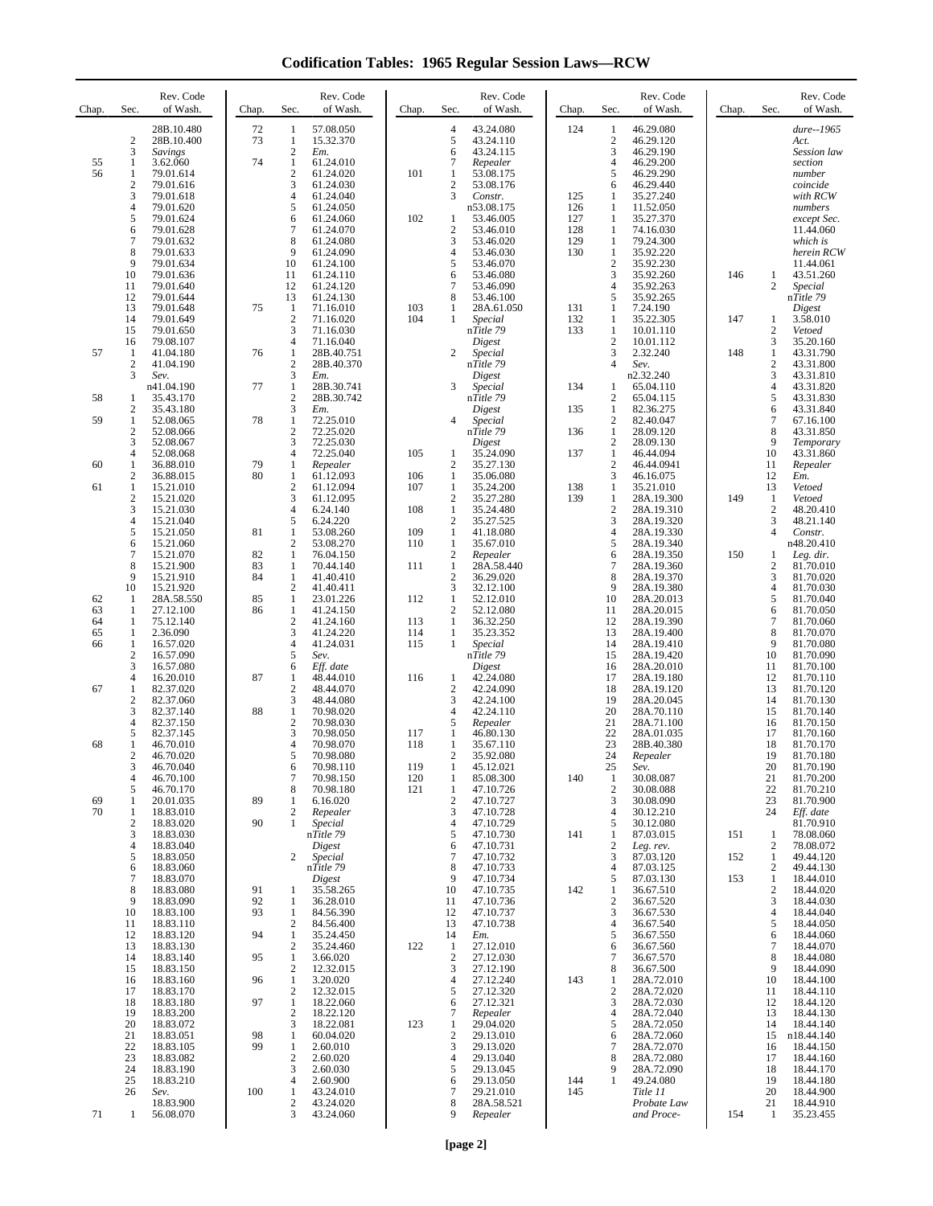# Codification Tables: 1965 Regular Session Laws—RCW

| Chap. | Sec. | Rev. Code of Wash. |
|---|---|---|
| | | 28B.10.480 |
| | 2 | 28B.10.400 |
| | 3 | *Savings* |
| 55 | 1 | 3.62.060 |
| 56 | 1 | 79.01.614 |
| | 2 | 79.01.616 |
| | 3 | 79.01.618 |
| | 4 | 79.01.620 |
| | 5 | 79.01.624 |
| | 6 | 79.01.628 |
| | 7 | 79.01.632 |
| | 8 | 79.01.633 |
| | 9 | 79.01.634 |
| | 10 | 79.01.636 |
| | 11 | 79.01.640 |
| | 12 | 79.01.644 |
| | 13 | 79.01.648 |
| | 14 | 79.01.649 |
| | 15 | 79.01.650 |
| | 16 | 79.08.107 |
| 57 | 1 | 41.04.180 |
| | 2 | 41.04.190 |
| | 3 | *Sev.* n41.04.190 |
| 58 | 1 | 35.43.170 |
| | 2 | 35.43.180 |
| 59 | 1 | 52.08.065 |
| | 2 | 52.08.066 |
| | 3 | 52.08.067 |
| | 4 | 52.08.068 |
| 60 | 1 | 36.88.010 |
| | 2 | 36.88.015 |
| 61 | 1 | 15.21.010 |
| | 2 | 15.21.020 |
| | 3 | 15.21.030 |
| | 4 | 15.21.040 |
| | 5 | 15.21.050 |
| | 6 | 15.21.060 |
| | 7 | 15.21.070 |
| | 8 | 15.21.900 |
| | 9 | 15.21.910 |
| | 10 | 15.21.920 |
| 62 | 1 | 28A.58.550 |
| 63 | 1 | 27.12.100 |
| 64 | 1 | 75.12.140 |
| 65 | 1 | 2.36.090 |
| 66 | 1 | 16.57.020 |
| | 2 | 16.57.090 |
| | 3 | 16.57.080 |
| | 4 | 16.20.010 |
| 67 | 1 | 82.37.020 |
| | 2 | 82.37.060 |
| | 3 | 82.37.140 |
| | 4 | 82.37.150 |
| | 5 | 82.37.145 |
| 68 | 1 | 46.70.010 |
| | 2 | 46.70.020 |
| | 3 | 46.70.040 |
| | 4 | 46.70.100 |
| | 5 | 46.70.170 |
| 69 | 1 | 20.01.035 |
| 70 | 1 | 18.83.010 |
| | 2 | 18.83.020 |
| | 3 | 18.83.030 |
| | 4 | 18.83.040 |
| | 5 | 18.83.050 |
| | 6 | 18.83.060 |
| | 7 | 18.83.070 |
| | 8 | 18.83.080 |
| | 9 | 18.83.090 |
| | 10 | 18.83.100 |
| | 11 | 18.83.110 |
| | 12 | 18.83.120 |
| | 13 | 18.83.130 |
| | 14 | 18.83.140 |
| | 15 | 18.83.150 |
| | 16 | 18.83.160 |
| | 17 | 18.83.170 |
| | 18 | 18.83.180 |
| | 19 | 18.83.200 |
| | 20 | 18.83.072 |
| | 21 | 18.83.051 |
| | 22 | 18.83.105 |
| | 23 | 18.83.082 |
| | 24 | 18.83.190 |
| | 25 | 18.83.210 |
| | 26 | *Sev.* 18.83.900 |
| 71 | 1 | 56.08.070 |
| 72 | 1 | 57.08.050 |
| 73 | 1 | 15.32.370 |
| | 2 | *Em.* |
| 74 | 1 | 61.24.010 |
| | 2 | 61.24.020 |
| | 3 | 61.24.030 |
| | 4 | 61.24.040 |
| | 5 | 61.24.050 |
| | 6 | 61.24.060 |
| | 7 | 61.24.070 |
| | 8 | 61.24.080 |
| | 9 | 61.24.090 |
| | 10 | 61.24.100 |
| | 11 | 61.24.110 |
| | 12 | 61.24.120 |
| | 13 | 61.24.130 |
| 75 | 1 | 71.16.010 |
| | 2 | 71.16.020 |
| | 3 | 71.16.030 |
| | 4 | 71.16.040 |
| 76 | 1 | 28B.40.751 |
| | 2 | 28B.40.370 |
| | 3 | *Em.* |
| 77 | 1 | 28B.30.741 |
| | 2 | 28B.30.742 |
| | 3 | *Em.* |
| 78 | 1 | 72.25.010 |
| | 2 | 72.25.020 |
| | 3 | 72.25.030 |
| | 4 | 72.25.040 |
| 79 | 1 | *Repealer* |
| 80 | 1 | 61.12.093 |
| | 2 | 61.12.094 |
| | 3 | 61.12.095 |
| | 4 | 6.24.140 |
| | 5 | 6.24.220 |
| 81 | 1 | 53.08.260 |
| | 2 | 53.08.270 |
| 82 | 1 | 76.04.150 |
| 83 | 1 | 70.44.140 |
| 84 | 1 | 41.40.410 |
| | 2 | 41.40.411 |
| 85 | 1 | 23.01.226 |
| 86 | 1 | 41.24.150 |
| | 2 | 41.24.160 |
| | 3 | 41.24.220 |
| | 4 | 41.24.031 |
| | 5 | *Sev.* |
| | 6 | *Eff. date* |
| 87 | 1 | 48.44.010 |
| | 2 | 48.44.070 |
| | 3 | 48.44.080 |
| 88 | 1 | 70.98.020 |
| | 2 | 70.98.030 |
| | 3 | 70.98.050 |
| | 4 | 70.98.070 |
| | 5 | 70.98.080 |
| | 6 | 70.98.110 |
| | 7 | 70.98.150 |
| | 8 | 70.98.180 |
| 89 | 1 | 6.16.020 |
| | 2 | *Repealer* |
| 90 | 1 | *Special* n*Title 79 Digest* |
| | 2 | *Special* n*Title 79 Digest* |
| 91 | 1 | 35.58.265 |
| 92 | 1 | 36.28.010 |
| 93 | 1 | 84.56.390 |
| | 2 | 84.56.400 |
| 94 | 1 | 35.24.450 |
| | 2 | 35.24.460 |
| 95 | 1 | 3.66.020 |
| | 2 | 12.32.015 |
| 96 | 1 | 3.20.020 |
| | 2 | 12.32.015 |
| 97 | 1 | 18.22.060 |
| | 2 | 18.22.120 |
| | 3 | 18.22.081 |
| 98 | 1 | 60.04.020 |
| 99 | 1 | 2.60.010 |
| | 2 | 2.60.020 |
| | 3 | 2.60.030 |
| | 4 | 2.60.900 |
| 100 | 1 | 43.24.010 |
| | 2 | 43.24.020 |
| | 3 | 43.24.060 |
| | 4 | 43.24.080 |
| | 5 | 43.24.110 |
| | 6 | 43.24.115 |
| | 7 | *Repealer* |
| 101 | 1 | 53.08.175 |
| | 2 | 53.08.176 |
| | 3 | *Constr.* n53.08.175 |
| 102 | 1 | 53.46.005 |
| | 2 | 53.46.010 |
| | 3 | 53.46.020 |
| | 4 | 53.46.030 |
| | 5 | 53.46.070 |
| | 6 | 53.46.080 |
| | 7 | 53.46.090 |
| | 8 | 53.46.100 |
| 103 | 1 | 28A.61.050 |
| 104 | 1 | *Special* n*Title 79 Digest* |
| | 2 | *Special* n*Title 79 Digest* |
| | 3 | *Special* n*Title 79 Digest* |
| | 4 | *Special* n*Title 79 Digest* |
| 105 | 1 | 35.24.090 |
| | 2 | 35.27.130 |
| 106 | 1 | 35.06.080 |
| 107 | 1 | 35.24.200 |
| | 2 | 35.27.280 |
| 108 | 1 | 35.24.480 |
| | 2 | 35.27.525 |
| 109 | 1 | 41.18.080 |
| 110 | 1 | 35.67.010 |
| | 2 | *Repealer* |
| 111 | 1 | 28A.58.440 |
| | 2 | 36.29.020 |
| | 3 | 32.12.100 |
| 112 | 1 | 52.12.010 |
| | 2 | 52.12.080 |
| 113 | 1 | 36.32.250 |
| 114 | 1 | 35.23.352 |
| 115 | 1 | *Special* n*Title 79 Digest* |
| 116 | 1 | 42.24.080 |
| | 2 | 42.24.090 |
| | 3 | 42.24.100 |
| | 4 | 42.24.110 |
| | 5 | *Repealer* |
| 117 | 1 | 46.80.130 |
| 118 | 1 | 35.67.110 |
| | 2 | 35.92.080 |
| 119 | 1 | 45.12.021 |
| 120 | 1 | 85.08.300 |
| 121 | 1 | 47.10.726 |
| | 2 | 47.10.727 |
| | 3 | 47.10.728 |
| | 4 | 47.10.729 |
| | 5 | 47.10.730 |
| | 6 | 47.10.731 |
| | 7 | 47.10.732 |
| | 8 | 47.10.733 |
| | 9 | 47.10.734 |
| | 10 | 47.10.735 |
| | 11 | 47.10.736 |
| | 12 | 47.10.737 |
| | 13 | 47.10.738 |
| | 14 | *Em.* |
| 122 | 1 | 27.12.010 |
| | 2 | 27.12.030 |
| | 3 | 27.12.190 |
| | 4 | 27.12.240 |
| | 5 | 27.12.320 |
| | 6 | 27.12.321 |
| | 7 | *Repealer* |
| 123 | 1 | 29.04.020 |
| | 2 | 29.13.010 |
| | 3 | 29.13.020 |
| | 4 | 29.13.040 |
| | 5 | 29.13.045 |
| | 6 | 29.13.050 |
| | 7 | 29.21.010 |
| | 8 | 28A.58.521 |
| | 9 | *Repealer* |
| 124 | 1 | 46.29.080 |
| | 2 | 46.29.120 |
| | 3 | 46.29.190 |
| | 4 | 46.29.200 |
| | 5 | 46.29.290 |
| | 6 | 46.29.440 |
| 125 | 1 | 35.27.240 |
| 126 | 1 | 11.52.050 |
| 127 | 1 | 35.27.370 |
| 128 | 1 | 74.16.030 |
| 129 | 1 | 79.24.300 |
| 130 | 1 | 35.92.220 |
| | 2 | 35.92.230 |
| | 3 | 35.92.260 |
| | 4 | 35.92.263 |
| | 5 | 35.92.265 |
| 131 | 1 | 7.24.190 |
| 132 | 1 | 35.22.305 |
| 133 | 1 | 10.01.110 |
| | 2 | 10.01.112 |
| | 3 | 2.32.240 |
| | 4 | *Sev.* n2.32.240 |
| 134 | 1 | 65.04.110 |
| | 2 | 65.04.115 |
| 135 | 1 | 82.36.275 |
| | 2 | 82.40.047 |
| 136 | 1 | 28.09.120 |
| | 2 | 28.09.130 |
| 137 | 1 | 46.44.094 |
| | 2 | 46.44.0941 |
| | 3 | 46.16.075 |
| 138 | 1 | 35.21.010 |
| 139 | 1 | 28A.19.300 |
| | 2 | 28A.19.310 |
| | 3 | 28A.19.320 |
| | 4 | 28A.19.330 |
| | 5 | 28A.19.340 |
| | 6 | 28A.19.350 |
| | 7 | 28A.19.360 |
| | 8 | 28A.19.370 |
| | 9 | 28A.19.380 |
| | 10 | 28A.20.013 |
| | 11 | 28A.20.015 |
| | 12 | 28A.19.390 |
| | 13 | 28A.19.400 |
| | 14 | 28A.19.410 |
| | 15 | 28A.19.420 |
| | 16 | 28A.20.010 |
| | 17 | 28A.19.180 |
| | 18 | 28A.19.120 |
| | 19 | 28A.20.045 |
| | 20 | 28A.70.110 |
| | 21 | 28A.71.100 |
| | 22 | 28A.01.035 |
| | 23 | 28B.40.380 |
| | 24 | *Repealer* |
| | 25 | *Sev.* |
| 140 | 1 | 30.08.087 |
| | 2 | 30.08.088 |
| | 3 | 30.08.090 |
| | 4 | 30.12.210 |
| | 5 | 30.12.080 |
| 141 | 1 | 87.03.015 |
| | 2 | *Leg. rev.* |
| | 3 | 87.03.120 |
| | 4 | 87.03.125 |
| | 5 | 87.03.130 |
| 142 | 1 | 36.67.510 |
| | 2 | 36.67.520 |
| | 3 | 36.67.530 |
| | 4 | 36.67.540 |
| | 5 | 36.67.550 |
| | 6 | 36.67.560 |
| | 7 | 36.67.570 |
| | 8 | 36.67.500 |
| 143 | 1 | 28A.72.010 |
| | 2 | 28A.72.020 |
| | 3 | 28A.72.030 |
| | 4 | 28A.72.040 |
| | 5 | 28A.72.050 |
| | 6 | 28A.72.060 |
| | 7 | 28A.72.070 |
| | 8 | 28A.72.080 |
| | 9 | 28A.72.090 |
| 144 | 1 | 49.24.080 |
| 145 | | *Title 11 Probate Law and Procedure--1965 Act. Session law section number coincide with RCW numbers except Sec. 11.44.060 which is herein RCW 11.44.061* |
| 146 | 1 | 43.51.260 |
| | 2 | *Special* n*Title 79 Digest* |
| 147 | 1 | 3.58.010 |
| | 2 | *Vetoed* |
| | 3 | 35.20.160 |
| 148 | 1 | 43.31.790 |
| | 2 | 43.31.800 |
| | 3 | 43.31.810 |
| | 4 | 43.31.820 |
| | 5 | 43.31.830 |
| | 6 | 43.31.840 |
| | 7 | 67.16.100 |
| | 8 | 43.31.850 |
| | 9 | *Temporary* |
| | 10 | 43.31.860 |
| | 11 | *Repealer* |
| | 12 | *Em.* |
| | 13 | *Vetoed* |
| 149 | 1 | *Vetoed* |
| | 2 | 48.20.410 |
| | 3 | 48.21.140 |
| | 4 | *Constr.* n48.20.410 |
| 150 | 1 | *Leg. dir.* |
| | 2 | 81.70.010 |
| | 3 | 81.70.020 |
| | 4 | 81.70.030 |
| | 5 | 81.70.040 |
| | 6 | 81.70.050 |
| | 7 | 81.70.060 |
| | 8 | 81.70.070 |
| | 9 | 81.70.080 |
| | 10 | 81.70.090 |
| | 11 | 81.70.100 |
| | 12 | 81.70.110 |
| | 13 | 81.70.120 |
| | 14 | 81.70.130 |
| | 15 | 81.70.140 |
| | 16 | 81.70.150 |
| | 17 | 81.70.160 |
| | 18 | 81.70.170 |
| | 19 | 81.70.180 |
| | 20 | 81.70.190 |
| | 21 | 81.70.200 |
| | 22 | 81.70.210 |
| | 23 | 81.70.900 |
| | 24 | *Eff. date* 81.70.910 |
| 151 | 1 | 78.08.060 |
| | 2 | 78.08.072 |
| 152 | 1 | 49.44.120 |
| | 2 | 49.44.130 |
| 153 | 1 | 18.44.010 |
| | 2 | 18.44.020 |
| | 3 | 18.44.030 |
| | 4 | 18.44.040 |
| | 5 | 18.44.050 |
| | 6 | 18.44.060 |
| | 7 | 18.44.070 |
| | 8 | 18.44.080 |
| | 9 | 18.44.090 |
| | 10 | 18.44.100 |
| | 11 | 18.44.110 |
| | 12 | 18.44.120 |
| | 13 | 18.44.130 |
| | 14 | 18.44.140 |
| | 15 | n18.44.140 |
| | 16 | 18.44.150 |
| | 17 | 18.44.160 |
| | 18 | 18.44.170 |
| | 19 | 18.44.180 |
| | 20 | 18.44.900 |
| | 21 | 18.44.910 |
| 154 | 1 | 35.23.455 |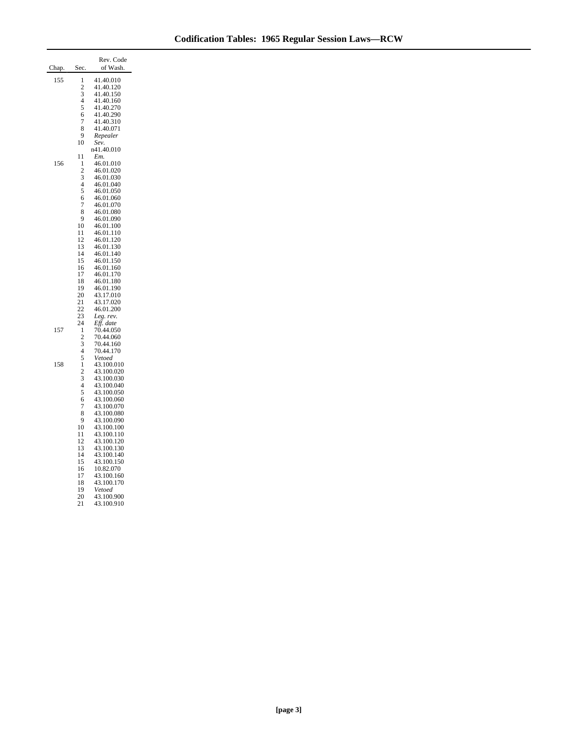| Chap. | Sec. | Rev. Code of Wash. |
|---|---|---|
| 155 | 1 | 41.40.010 |
| | 2 | 41.40.120 |
| | 3 | 41.40.150 |
| | 4 | 41.40.160 |
| | 5 | 41.40.270 |
| | 6 | 41.40.290 |
| | 7 | 41.40.310 |
| | 8 | 41.40.071 |
| | 9 | *Repealer* |
| | 10 | *Sev.* n41.40.010 |
| | 11 | *Em.* |
| 156 | 1 | 46.01.010 |
| | 2 | 46.01.020 |
| | 3 | 46.01.030 |
| | 4 | 46.01.040 |
| | 5 | 46.01.050 |
| | 6 | 46.01.060 |
| | 7 | 46.01.070 |
| | 8 | 46.01.080 |
| | 9 | 46.01.090 |
| | 10 | 46.01.100 |
| | 11 | 46.01.110 |
| | 12 | 46.01.120 |
| | 13 | 46.01.130 |
| | 14 | 46.01.140 |
| | 15 | 46.01.150 |
| | 16 | 46.01.160 |
| | 17 | 46.01.170 |
| | 18 | 46.01.180 |
| | 19 | 46.01.190 |
| | 20 | 43.17.010 |
| | 21 | 43.17.020 |
| | 22 | 46.01.200 |
| | 23 | *Leg. rev.* |
| | 24 | *Eff. date* |
| 157 | 1 | 70.44.050 |
| | 2 | 70.44.060 |
| | 3 | 70.44.160 |
| | 4 | 70.44.170 |
| | 5 | *Vetoed* |
| 158 | 1 | 43.100.010 |
| | 2 | 43.100.020 |
| | 3 | 43.100.030 |
| | 4 | 43.100.040 |
| | 5 | 43.100.050 |
| | 6 | 43.100.060 |
| | 7 | 43.100.070 |
| | 8 | 43.100.080 |
| | 9 | 43.100.090 |
| | 10 | 43.100.100 |
| | 11 | 43.100.110 |
| | 12 | 43.100.120 |
| | 13 | 43.100.130 |
| | 14 | 43.100.140 |
| | 15 | 43.100.150 |
| | 16 | 10.82.070 |
| | 17 | 43.100.160 |
| | 18 | 43.100.170 |
| | 19 | *Vetoed* |
| | 20 | 43.100.900 |
| | 21 | 43.100.910 |